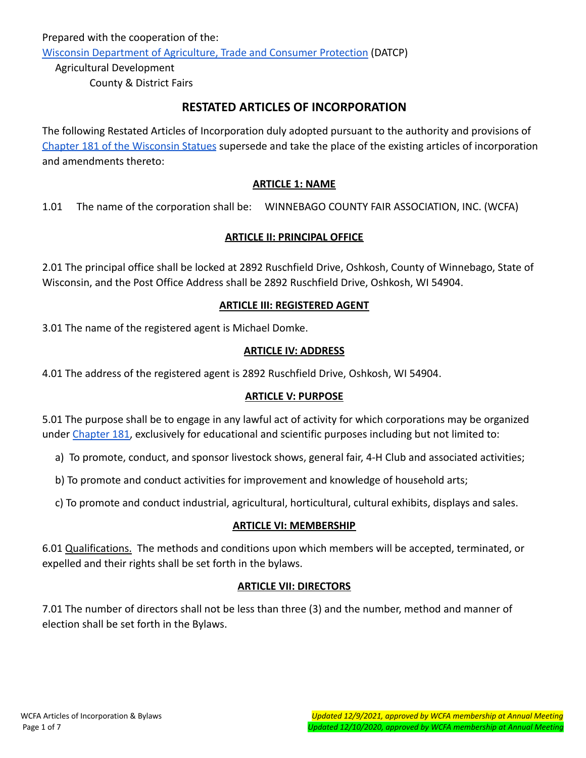Prepared with the cooperation of the:

Wisconsin Department of Agriculture, Trade and Consumer Protection (DATCP)

Agricultural Development

County & District Fairs

## RESTATED ARTICLES OF INCORPORATION

The following Restated Articles of Incorporation duly adopted pursuant to the authority and provisions of Chapter 181 of the Wisconsin Statues supersede and take the place of the existing articles of incorporation and amendments thereto:

### ARTICLE 1: NAME

1.01 The name of the corporation shall be: WINNEBAGO COUNTY FAIR ASSOCIATION, INC. (WCFA)

### ARTICLE II: PRINCIPAL OFFICE

2.01 The principal office shall be locked at 2892 Ruschfield Drive, Oshkosh, County of Winnebago, State of Wisconsin, and the Post Office Address shall be 2892 Ruschfield Drive, Oshkosh, WI 54904.

### ARTICLE III: REGISTERED AGENT

3.01 The name of the registered agent is Michael Domke.

### ARTICLE IV: ADDRESS

4.01 The address of the registered agent is 2892 Ruschfield Drive, Oshkosh, WI 54904.

### ARTICLE V: PURPOSE

5.01 The purpose shall be to engage in any lawful act of activity for which corporations may be organized under Chapter 181, exclusively for educational and scientific purposes including but not limited to:

a) To promote, conduct, and sponsor livestock shows, general fair, 4-H Club and associated activities;

b) To promote and conduct activities for improvement and knowledge of household arts;

c) To promote and conduct industrial, agricultural, horticultural, cultural exhibits, displays and sales.

### ARTICLE VI: MEMBERSHIP

6.01 Qualifications. The methods and conditions upon which members will be accepted, terminated, or expelled and their rights shall be set forth in the bylaws.

### ARTICLE VII: DIRECTORS

7.01 The number of directors shall not be less than three (3) and the number, method and manner of election shall be set forth in the Bylaws.

*Updated 12/9/2021, approved by WCFA membership at Annual Meeting*

*Updated 12/10/2020, approved by WCFA membership at Annual Meeting*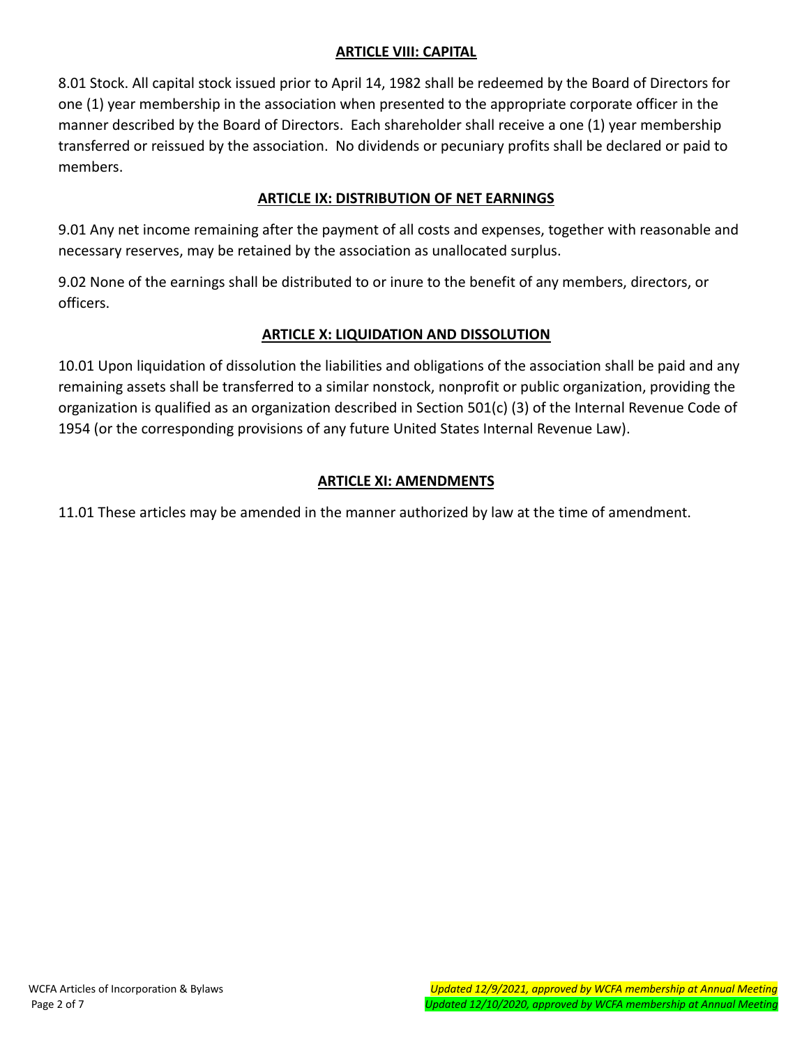## ARTICLE VIII: CAPITAL

8.01 Stock. All capital stock issued prior to April 14, 1982 shall be redeemed by the Board of Directors for one (1) year membership in the association when presented to the appropriate corporate officer in the manner described by the Board of Directors. Each shareholder shall receive a one (1) year membership transferred or reissued by the association. No dividends or pecuniary profits shall be declared or paid to members.

## ARTICLE IX: DISTRIBUTION OF NET EARNINGS

9.01 Any net income remaining after the payment of all costs and expenses, together with reasonable and necessary reserves, may be retained by the association as unallocated surplus.

9.02 None of the earnings shall be distributed to or inure to the benefit of any members, directors, or officers.

## ARTICLE X: LIQUIDATION AND DISSOLUTION

10.01 Upon liquidation of dissolution the liabilities and obligations of the association shall be paid and any remaining assets shall be transferred to a similar nonstock, nonprofit or public organization, providing the organization is qualified as an organization described in Section 501(c) (3) of the Internal Revenue Code of 1954 (or the corresponding provisions of any future United States Internal Revenue Law).

## ARTICLE XI: AMENDMENTS

11.01 These articles may be amended in the manner authorized by law at the time of amendment.

*Updated 12/9/2021, approved by WCFA membership at Annual Meeting*
*Updated 12/10/2020, approved by WCFA membership at Annual Meeting*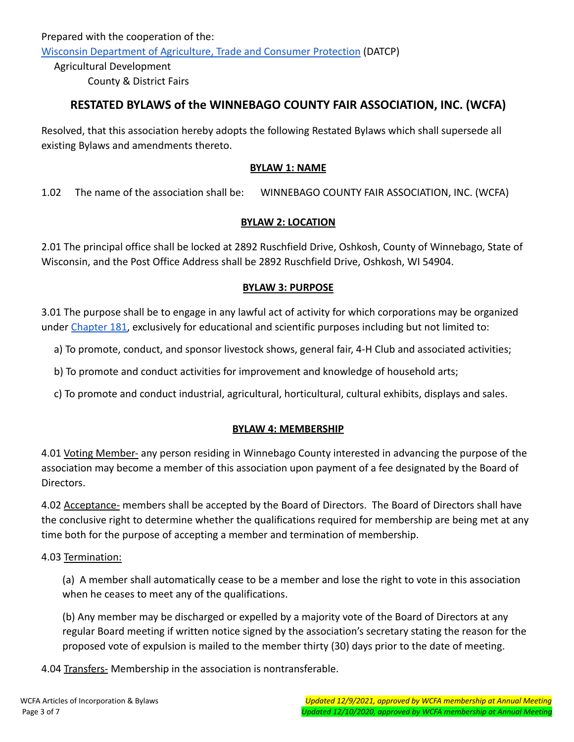Prepared with the cooperation of the:

Wisconsin Department of Agriculture, Trade and Consumer Protection (DATCP)

Agricultural Development

County & District Fairs

## RESTATED BYLAWS of the WINNEBAGO COUNTY FAIR ASSOCIATION, INC. (WCFA)

Resolved, that this association hereby adopts the following Restated Bylaws which shall supersede all existing Bylaws and amendments thereto.

### BYLAW 1: NAME

1.02 The name of the association shall be: WINNEBAGO COUNTY FAIR ASSOCIATION, INC. (WCFA)

### BYLAW 2: LOCATION

2.01 The principal office shall be locked at 2892 Ruschfield Drive, Oshkosh, County of Winnebago, State of Wisconsin, and the Post Office Address shall be 2892 Ruschfield Drive, Oshkosh, WI 54904.

### BYLAW 3: PURPOSE

3.01 The purpose shall be to engage in any lawful act of activity for which corporations may be organized under Chapter 181, exclusively for educational and scientific purposes including but not limited to:

a) To promote, conduct, and sponsor livestock shows, general fair, 4-H Club and associated activities;

b) To promote and conduct activities for improvement and knowledge of household arts;

c) To promote and conduct industrial, agricultural, horticultural, cultural exhibits, displays and sales.

### BYLAW 4: MEMBERSHIP

4.01 Voting Member- any person residing in Winnebago County interested in advancing the purpose of the association may become a member of this association upon payment of a fee designated by the Board of Directors.

4.02 Acceptance- members shall be accepted by the Board of Directors. The Board of Directors shall have the conclusive right to determine whether the qualifications required for membership are being met at any time both for the purpose of accepting a member and termination of membership.

4.03 Termination:

(a) A member shall automatically cease to be a member and lose the right to vote in this association when he ceases to meet any of the qualifications.

(b) Any member may be discharged or expelled by a majority vote of the Board of Directors at any regular Board meeting if written notice signed by the association's secretary stating the reason for the proposed vote of expulsion is mailed to the member thirty (30) days prior to the date of meeting.

4.04 Transfers- Membership in the association is nontransferable.

*Updated 12/9/2021, approved by WCFA membership at Annual Meeting*

*Updated 12/10/2020, approved by WCFA membership at Annual Meeting*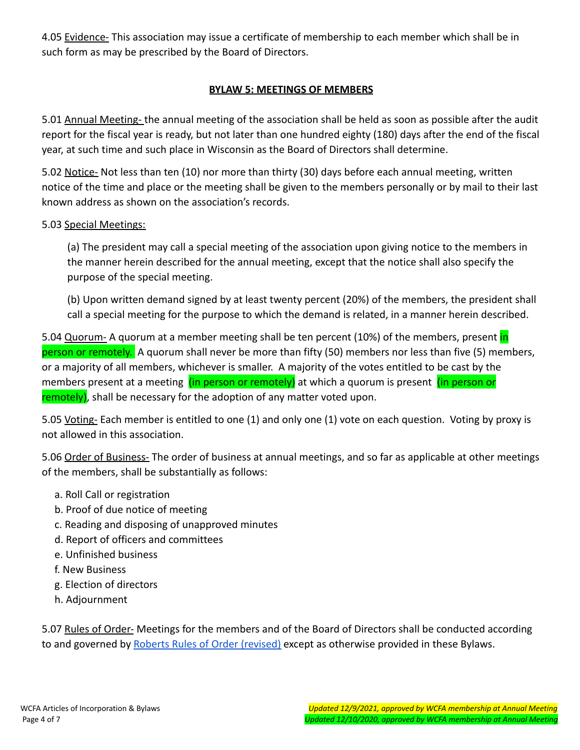4.05 Evidence- This association may issue a certificate of membership to each member which shall be in such form as may be prescribed by the Board of Directors.

## BYLAW 5: MEETINGS OF MEMBERS

5.01 Annual Meeting- the annual meeting of the association shall be held as soon as possible after the audit report for the fiscal year is ready, but not later than one hundred eighty (180) days after the end of the fiscal year, at such time and such place in Wisconsin as the Board of Directors shall determine.

5.02 Notice- Not less than ten (10) nor more than thirty (30) days before each annual meeting, written notice of the time and place or the meeting shall be given to the members personally or by mail to their last known address as shown on the association's records.

5.03 Special Meetings:

(a) The president may call a special meeting of the association upon giving notice to the members in the manner herein described for the annual meeting, except that the notice shall also specify the purpose of the special meeting.

(b) Upon written demand signed by at least twenty percent (20%) of the members, the president shall call a special meeting for the purpose to which the demand is related, in a manner herein described.

5.04 Quorum- A quorum at a member meeting shall be ten percent (10%) of the members, present in person or remotely. A quorum shall never be more than fifty (50) members nor less than five (5) members, or a majority of all members, whichever is smaller. A majority of the votes entitled to be cast by the members present at a meeting (in person or remotely) at which a quorum is present (in person or remotely), shall be necessary for the adoption of any matter voted upon.

5.05 Voting- Each member is entitled to one (1) and only one (1) vote on each question. Voting by proxy is not allowed in this association.

5.06 Order of Business- The order of business at annual meetings, and so far as applicable at other meetings of the members, shall be substantially as follows:

a. Roll Call or registration
b. Proof of due notice of meeting
c. Reading and disposing of unapproved minutes
d. Report of officers and committees
e. Unfinished business
f. New Business
g. Election of directors
h. Adjournment

5.07 Rules of Order- Meetings for the members and of the Board of Directors shall be conducted according to and governed by Roberts Rules of Order (revised) except as otherwise provided in these Bylaws.

*Updated 12/9/2021, approved by WCFA membership at Annual Meeting*
*Updated 12/10/2020, approved by WCFA membership at Annual Meeting*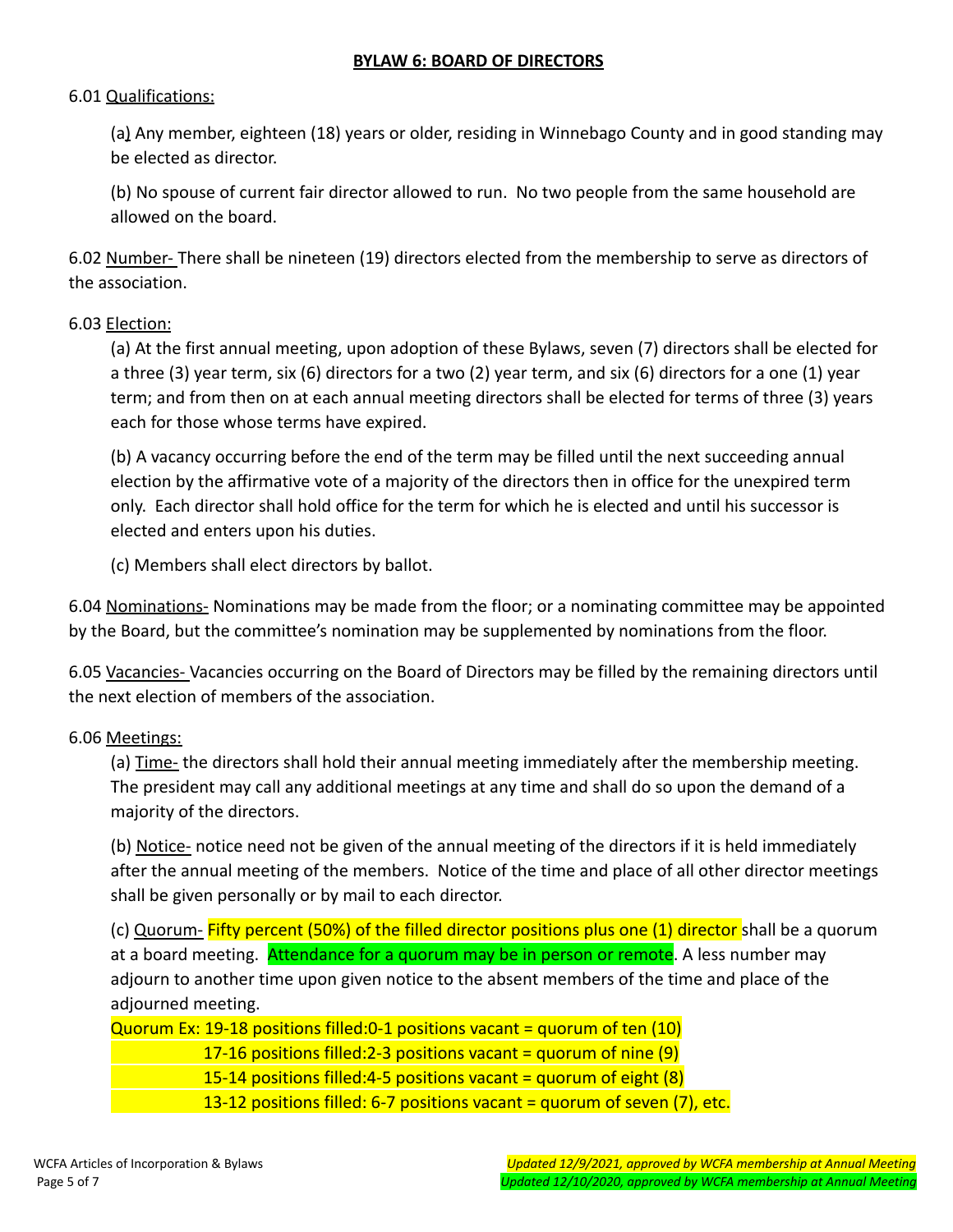**BYLAW 6: BOARD OF DIRECTORS**

6.01 Qualifications:

(a) Any member, eighteen (18) years or older, residing in Winnebago County and in good standing may be elected as director.

(b) No spouse of current fair director allowed to run. No two people from the same household are allowed on the board.

6.02 Number- There shall be nineteen (19) directors elected from the membership to serve as directors of the association.

6.03 Election:

(a) At the first annual meeting, upon adoption of these Bylaws, seven (7) directors shall be elected for a three (3) year term, six (6) directors for a two (2) year term, and six (6) directors for a one (1) year term; and from then on at each annual meeting directors shall be elected for terms of three (3) years each for those whose terms have expired.

(b) A vacancy occurring before the end of the term may be filled until the next succeeding annual election by the affirmative vote of a majority of the directors then in office for the unexpired term only. Each director shall hold office for the term for which he is elected and until his successor is elected and enters upon his duties.

(c) Members shall elect directors by ballot.

6.04 Nominations- Nominations may be made from the floor; or a nominating committee may be appointed by the Board, but the committee's nomination may be supplemented by nominations from the floor.

6.05 Vacancies- Vacancies occurring on the Board of Directors may be filled by the remaining directors until the next election of members of the association.

6.06 Meetings:

(a) Time- the directors shall hold their annual meeting immediately after the membership meeting. The president may call any additional meetings at any time and shall do so upon the demand of a majority of the directors.

(b) Notice- notice need not be given of the annual meeting of the directors if it is held immediately after the annual meeting of the members. Notice of the time and place of all other director meetings shall be given personally or by mail to each director.

(c) Quorum- Fifty percent (50%) of the filled director positions plus one (1) director shall be a quorum at a board meeting. Attendance for a quorum may be in person or remote. A less number may adjourn to another time upon given notice to the absent members of the time and place of the adjourned meeting.

Quorum Ex: 19-18 positions filled:0-1 positions vacant = quorum of ten (10)
17-16 positions filled:2-3 positions vacant = quorum of nine (9)
15-14 positions filled:4-5 positions vacant = quorum of eight (8)
13-12 positions filled: 6-7 positions vacant = quorum of seven (7), etc.

*Updated 12/9/2021, approved by WCFA membership at Annual Meeting*
*Updated 12/10/2020, approved by WCFA membership at Annual Meeting*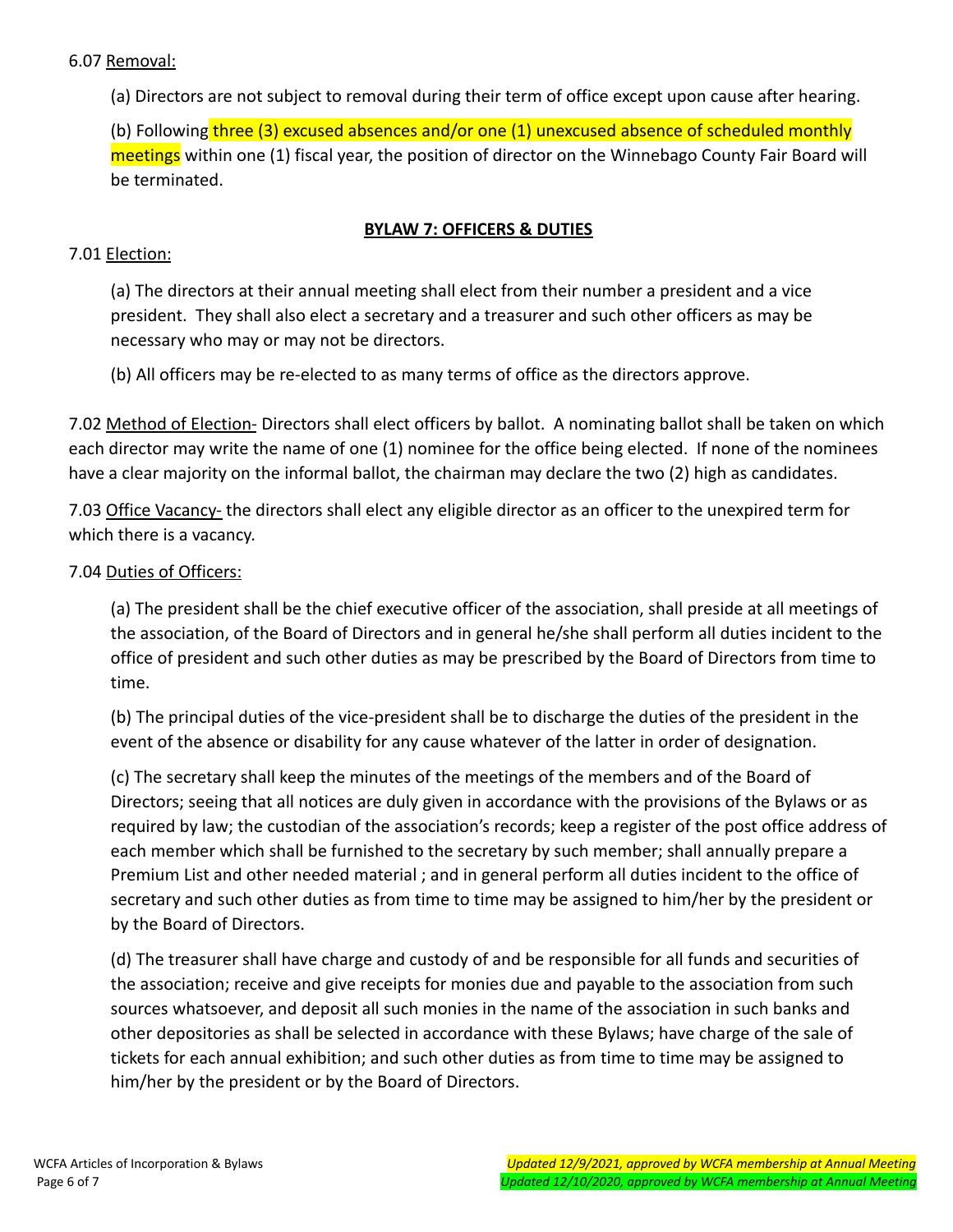6.07 Removal:

(a) Directors are not subject to removal during their term of office except upon cause after hearing.

(b) Following three (3) excused absences and/or one (1) unexcused absence of scheduled monthly meetings within one (1) fiscal year, the position of director on the Winnebago County Fair Board will be terminated.

## BYLAW 7: OFFICERS & DUTIES

7.01 Election:

(a) The directors at their annual meeting shall elect from their number a president and a vice president. They shall also elect a secretary and a treasurer and such other officers as may be necessary who may or may not be directors.

(b) All officers may be re-elected to as many terms of office as the directors approve.

7.02 Method of Election- Directors shall elect officers by ballot. A nominating ballot shall be taken on which each director may write the name of one (1) nominee for the office being elected. If none of the nominees have a clear majority on the informal ballot, the chairman may declare the two (2) high as candidates.

7.03 Office Vacancy- the directors shall elect any eligible director as an officer to the unexpired term for which there is a vacancy.

7.04 Duties of Officers:

(a) The president shall be the chief executive officer of the association, shall preside at all meetings of the association, of the Board of Directors and in general he/she shall perform all duties incident to the office of president and such other duties as may be prescribed by the Board of Directors from time to time.

(b) The principal duties of the vice-president shall be to discharge the duties of the president in the event of the absence or disability for any cause whatever of the latter in order of designation.

(c) The secretary shall keep the minutes of the meetings of the members and of the Board of Directors; seeing that all notices are duly given in accordance with the provisions of the Bylaws or as required by law; the custodian of the association's records; keep a register of the post office address of each member which shall be furnished to the secretary by such member; shall annually prepare a Premium List and other needed material ; and in general perform all duties incident to the office of secretary and such other duties as from time to time may be assigned to him/her by the president or by the Board of Directors.

(d) The treasurer shall have charge and custody of and be responsible for all funds and securities of the association; receive and give receipts for monies due and payable to the association from such sources whatsoever, and deposit all such monies in the name of the association in such banks and other depositories as shall be selected in accordance with these Bylaws; have charge of the sale of tickets for each annual exhibition; and such other duties as from time to time may be assigned to him/her by the president or by the Board of Directors.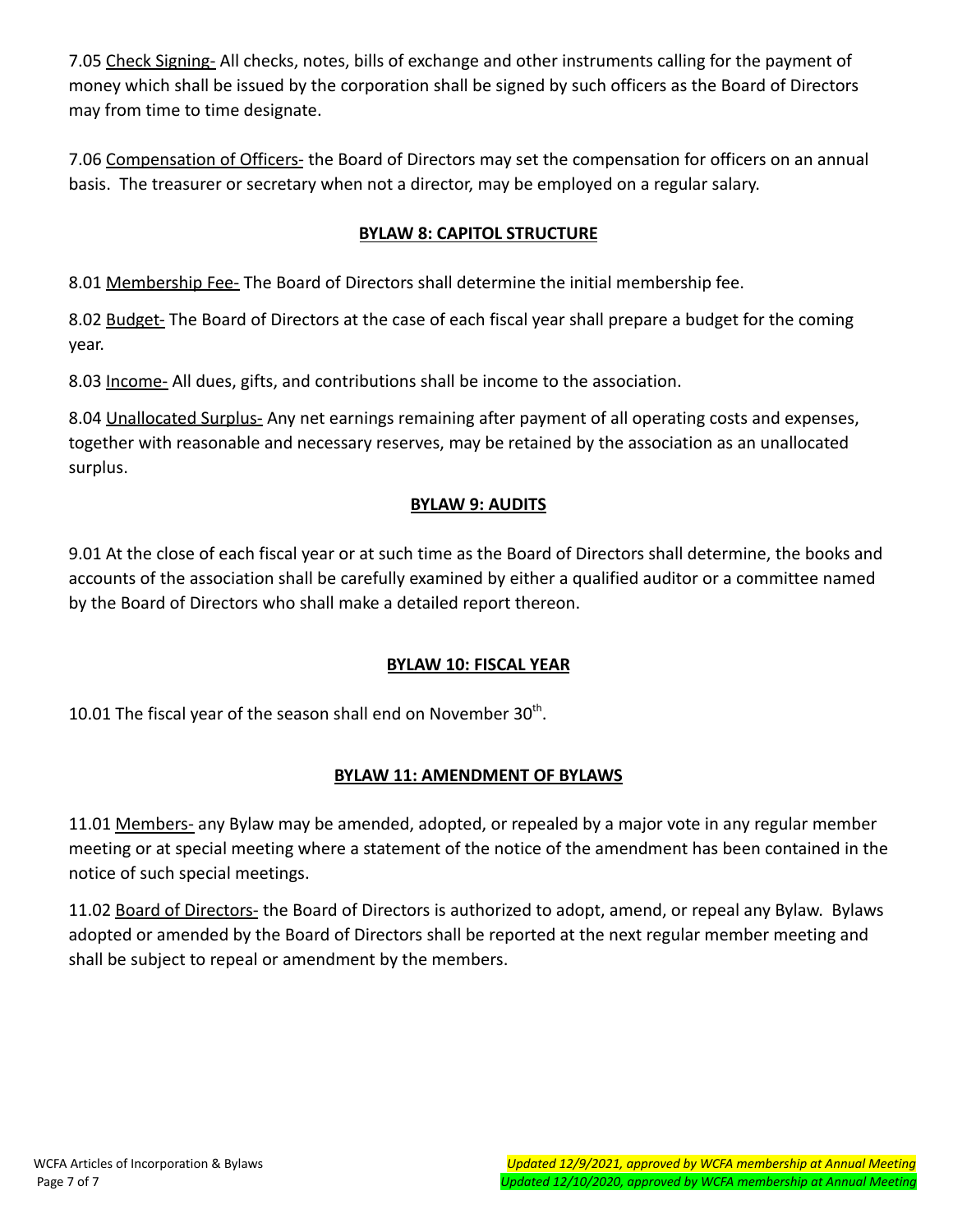7.05 Check Signing- All checks, notes, bills of exchange and other instruments calling for the payment of money which shall be issued by the corporation shall be signed by such officers as the Board of Directors may from time to time designate.

7.06 Compensation of Officers- the Board of Directors may set the compensation for officers on an annual basis. The treasurer or secretary when not a director, may be employed on a regular salary.

## BYLAW 8: CAPITOL STRUCTURE

8.01 Membership Fee- The Board of Directors shall determine the initial membership fee.

8.02 Budget- The Board of Directors at the case of each fiscal year shall prepare a budget for the coming year.

8.03 Income- All dues, gifts, and contributions shall be income to the association.

8.04 Unallocated Surplus- Any net earnings remaining after payment of all operating costs and expenses, together with reasonable and necessary reserves, may be retained by the association as an unallocated surplus.

## BYLAW 9: AUDITS

9.01 At the close of each fiscal year or at such time as the Board of Directors shall determine, the books and accounts of the association shall be carefully examined by either a qualified auditor or a committee named by the Board of Directors who shall make a detailed report thereon.

## BYLAW 10: FISCAL YEAR

10.01 The fiscal year of the season shall end on November 30th.

## BYLAW 11: AMENDMENT OF BYLAWS

11.01 Members- any Bylaw may be amended, adopted, or repealed by a major vote in any regular member meeting or at special meeting where a statement of the notice of the amendment has been contained in the notice of such special meetings.

11.02 Board of Directors- the Board of Directors is authorized to adopt, amend, or repeal any Bylaw. Bylaws adopted or amended by the Board of Directors shall be reported at the next regular member meeting and shall be subject to repeal or amendment by the members.

*Updated 12/9/2021, approved by WCFA membership at Annual Meeting*
*Updated 12/10/2020, approved by WCFA membership at Annual Meeting*